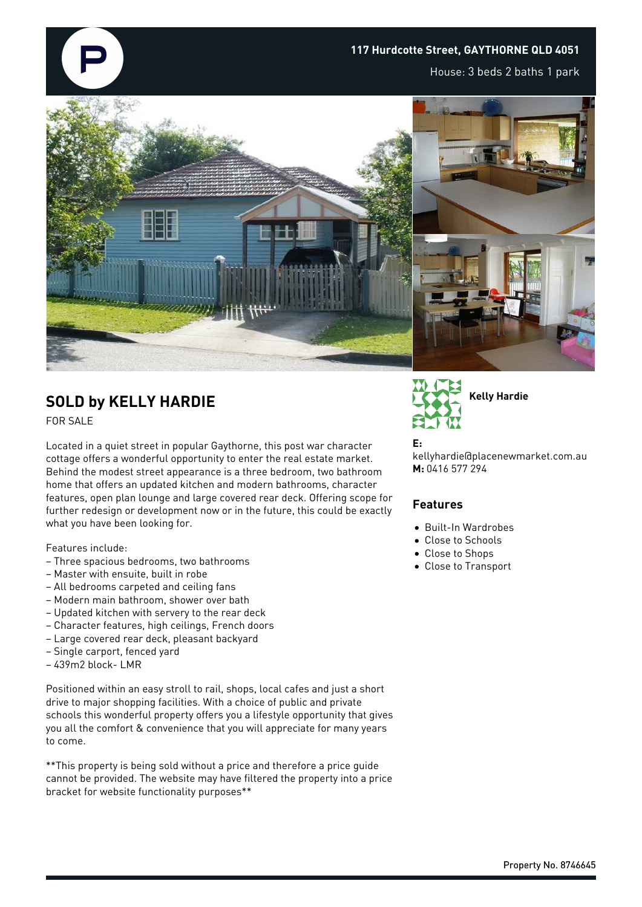**117 Hurdcotte Street, GAYTHORNE QLD 4051**

House: 3 beds 2 baths 1 park

## SOLD by KELLY HARDIE

FOR SALE

Located in a quiet street in popular Gaythorne, this post war character cottage offers a wonderful opportunity to enter the real estate market. Behind the modest street appearance is a three bedroom, two bathroom home that offers an updated kitchen and modern bathrooms, character features, open plan lounge and large covered rear deck. Offering scope for further redesign or development now or in the future, this could be exactly what you have been looking for.

Features include:
– Three spacious bedrooms, two bathrooms
– Master with ensuite, built in robe
– All bedrooms carpeted and ceiling fans
– Modern main bathroom, shower over bath
– Updated kitchen with servery to the rear deck
– Character features, high ceilings, French doors
– Large covered rear deck, pleasant backyard
– Single carport, fenced yard
– 439m2 block- LMR

Positioned within an easy stroll to rail, shops, local cafes and just a short drive to major shopping facilities. With a choice of public and private schools this wonderful property offers you a lifestyle opportunity that gives you all the comfort & convenience that you will appreciate for many years to come.

**This property is being sold without a price and therefore a price guide cannot be provided. The website may have filtered the property into a price bracket for website functionality purposes**

**Kelly Hardie**

**E:** kellyhardie@placenewmarket.com.au
**M:** 0416 577 294

### Features

- Built-In Wardrobes
- Close to Schools
- Close to Shops
- Close to Transport

Property No. 8746645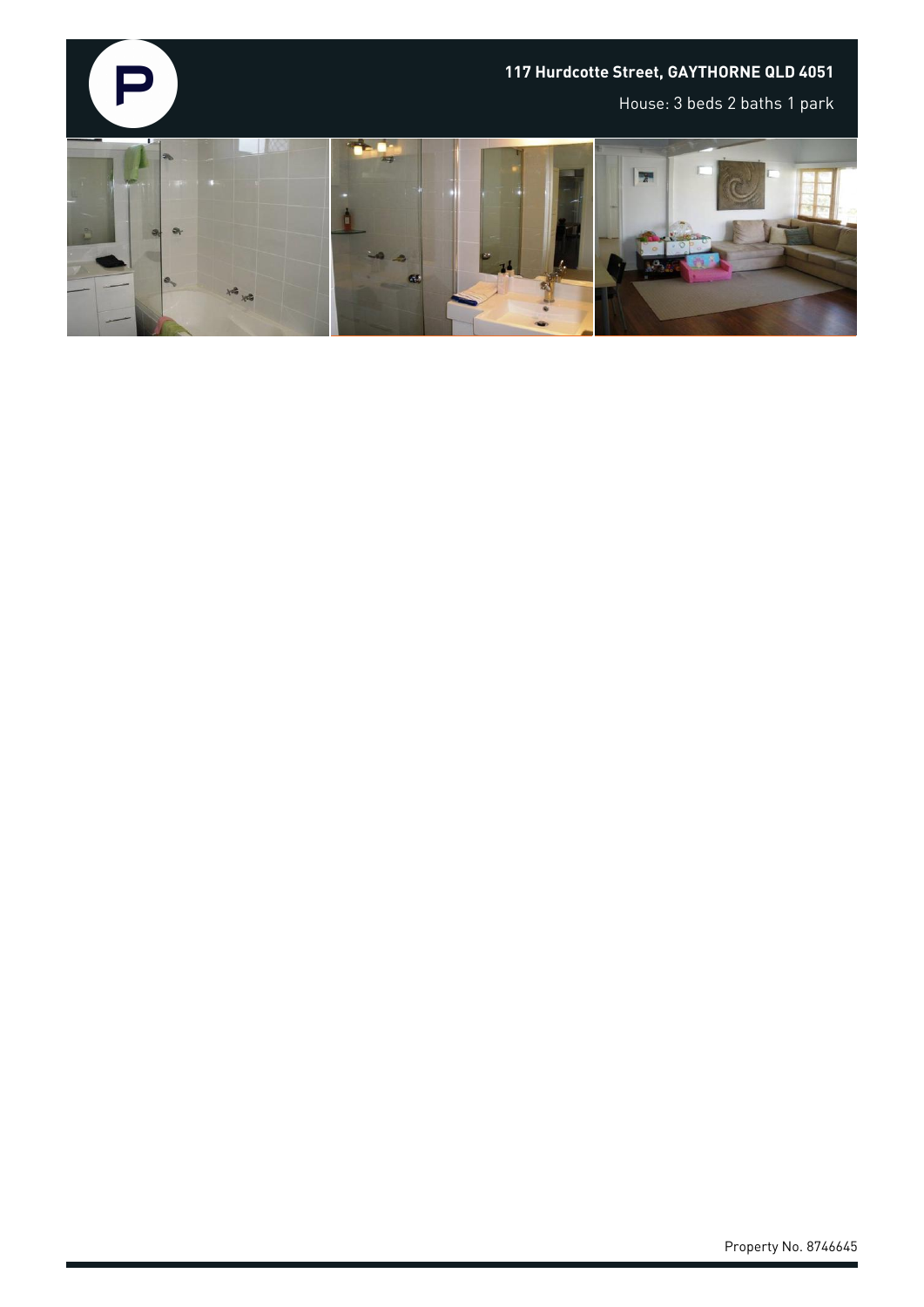**117 Hurdcotte Street, GAYTHORNE QLD 4051**

House: 3 beds 2 baths 1 park

Property No. 8746645